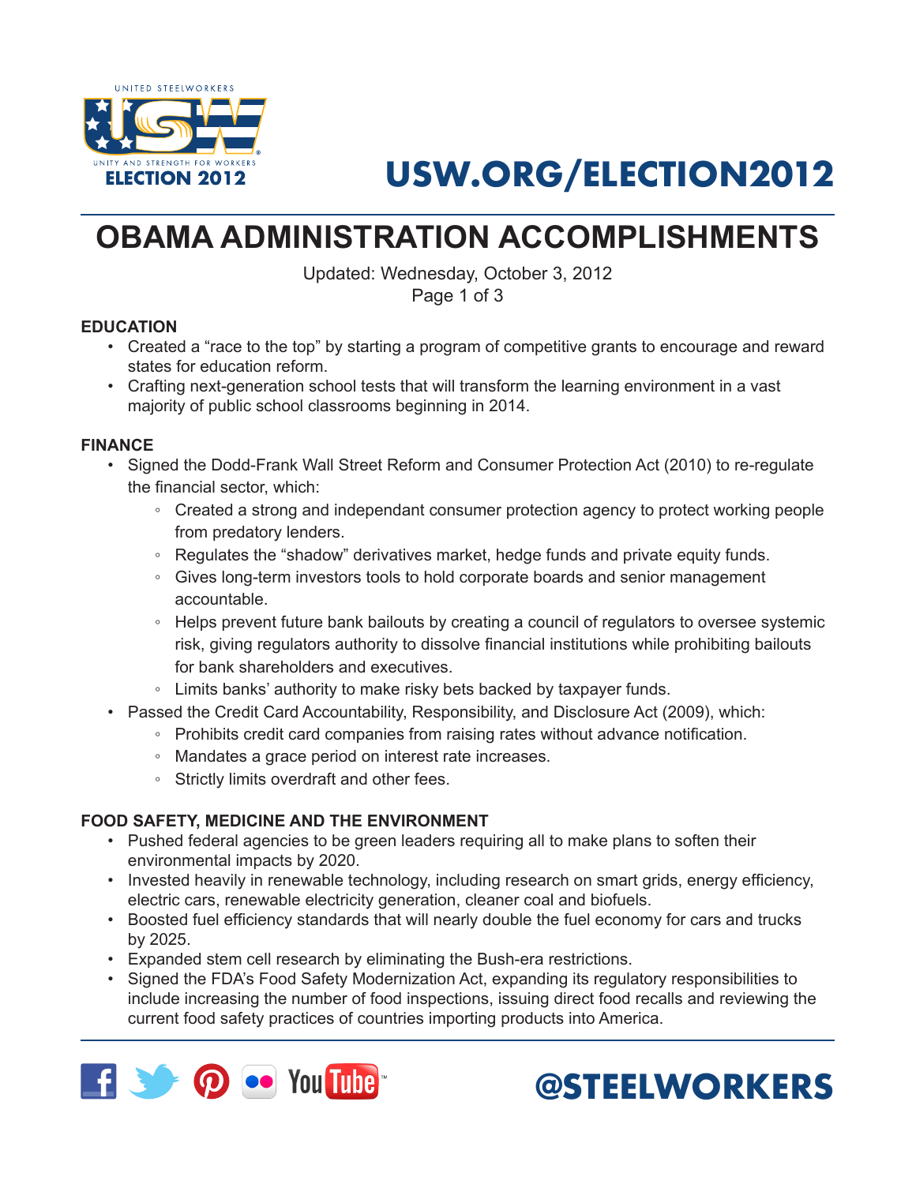# OBAMA ADMINISTRATION ACCOMPLISHMENTS

Updated: Wednesday, October 3, 2012

## EDUCATION

- Created a "race to the top" by starting a program of competitive grants to encourage and reward states for education reform.
- Crafting next-generation school tests that will transform the learning environment in a vast majority of public school classrooms beginning in 2014.

## FINANCE

- Signed the Dodd-Frank Wall Street Reform and Consumer Protection Act (2010) to re-regulate the financial sector, which:
  - Created a strong and independant consumer protection agency to protect working people from predatory lenders.
  - Regulates the "shadow" derivatives market, hedge funds and private equity funds.
  - Gives long-term investors tools to hold corporate boards and senior management accountable.
  - Helps prevent future bank bailouts by creating a council of regulators to oversee systemic risk, giving regulators authority to dissolve financial institutions while prohibiting bailouts for bank shareholders and executives.
  - Limits banks' authority to make risky bets backed by taxpayer funds.
- Passed the Credit Card Accountability, Responsibility, and Disclosure Act (2009), which:
  - Prohibits credit card companies from raising rates without advance notification.
  - Mandates a grace period on interest rate increases.
  - Strictly limits overdraft and other fees.

## FOOD SAFETY, MEDICINE AND THE ENVIRONMENT

- Pushed federal agencies to be green leaders requiring all to make plans to soften their environmental impacts by 2020.
- Invested heavily in renewable technology, including research on smart grids, energy efficiency, electric cars, renewable electricity generation, cleaner coal and biofuels.
- Boosted fuel efficiency standards that will nearly double the fuel economy for cars and trucks by 2025.
- Expanded stem cell research by eliminating the Bush-era restrictions.
- Signed the FDA's Food Safety Modernization Act, expanding its regulatory responsibilities to include increasing the number of food inspections, issuing direct food recalls and reviewing the current food safety practices of countries importing products into America.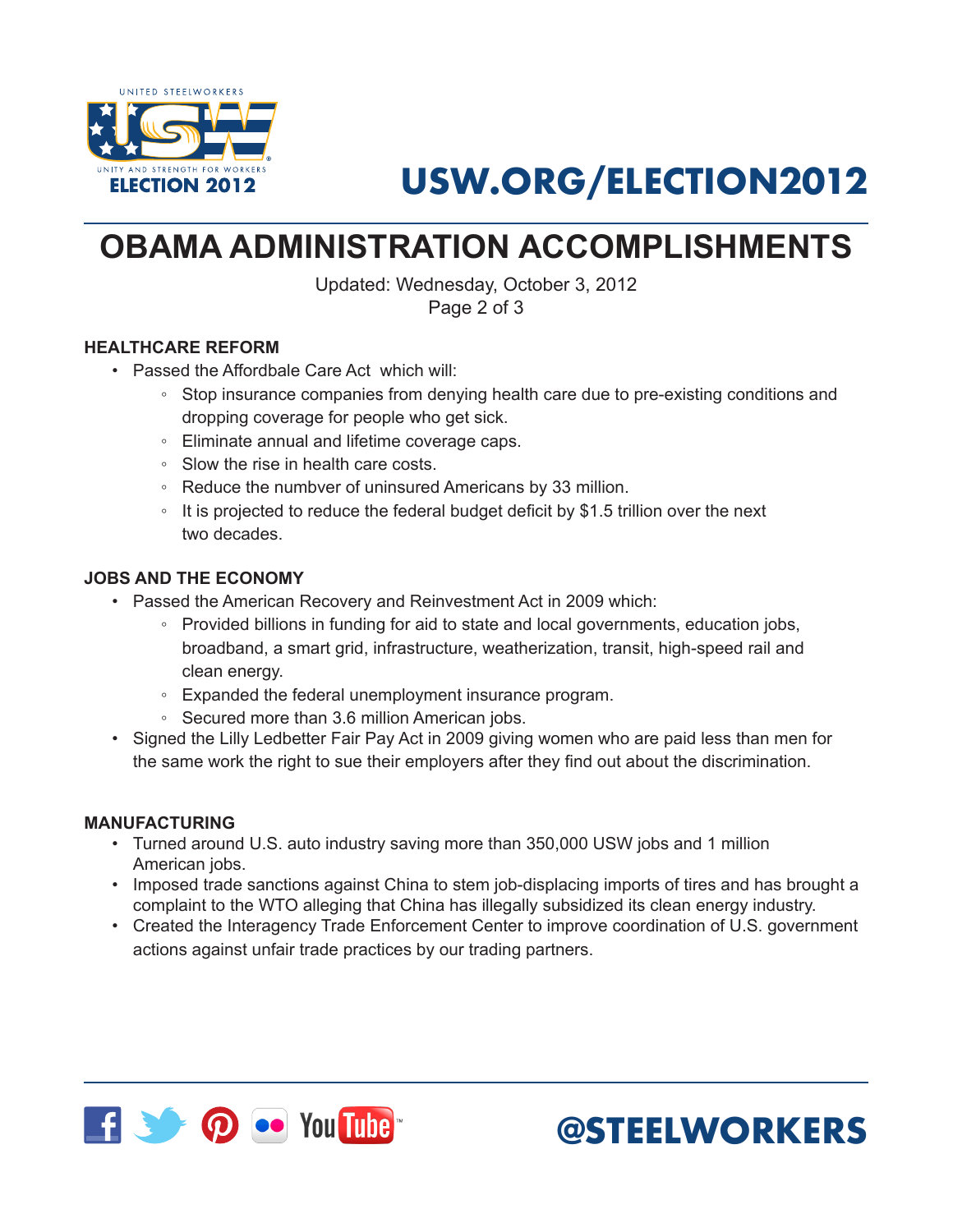# USW.ORG/ELECTION2012

# OBAMA ADMINISTRATION ACCOMPLISHMENTS

Updated: Wednesday, October 3, 2012

### HEALTHCARE REFORM

- Passed the Affordbale Care Act which will:
  - Stop insurance companies from denying health care due to pre-existing conditions and dropping coverage for people who get sick.
  - Eliminate annual and lifetime coverage caps.
  - Slow the rise in health care costs.
  - Reduce the numbver of uninsured Americans by 33 million.
  - It is projected to reduce the federal budget deficit by $1.5 trillion over the next two decades.

### JOBS AND THE ECONOMY

- Passed the American Recovery and Reinvestment Act in 2009 which:
  - Provided billions in funding for aid to state and local governments, education jobs, broadband, a smart grid, infrastructure, weatherization, transit, high-speed rail and clean energy.
  - Expanded the federal unemployment insurance program.
  - Secured more than 3.6 million American jobs.
- Signed the Lilly Ledbetter Fair Pay Act in 2009 giving women who are paid less than men for the same work the right to sue their employers after they find out about the discrimination.

### MANUFACTURING

- Turned around U.S. auto industry saving more than 350,000 USW jobs and 1 million American jobs.
- Imposed trade sanctions against China to stem job-displacing imports of tires and has brought a complaint to the WTO alleging that China has illegally subsidized its clean energy industry.
- Created the Interagency Trade Enforcement Center to improve coordination of U.S. government actions against unfair trade practices by our trading partners.

@STEELWORKERS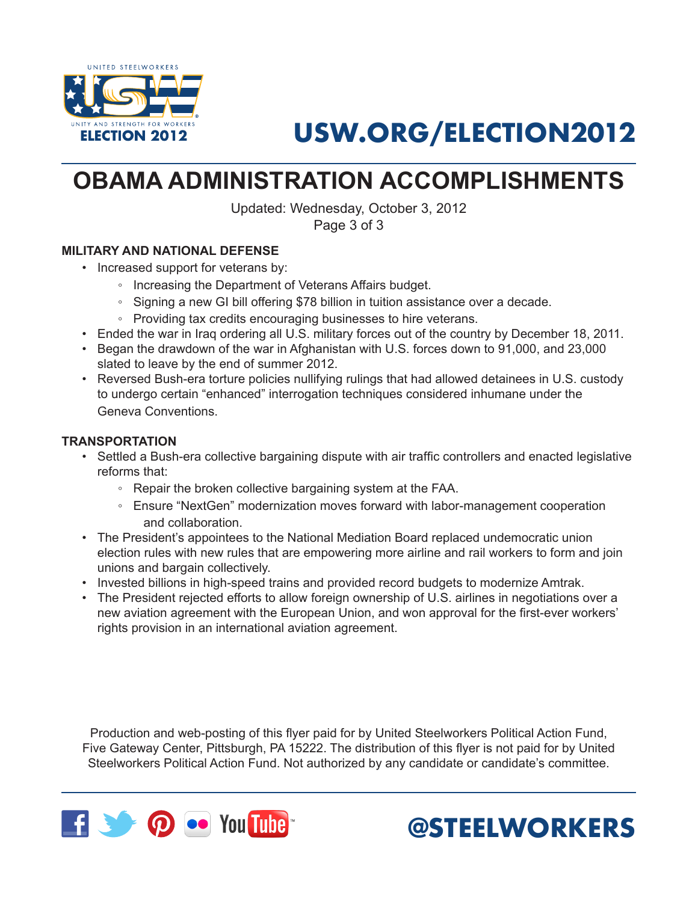# OBAMA ADMINISTRATION ACCOMPLISHMENTS

Updated: Wednesday, October 3, 2012

## MILITARY AND NATIONAL DEFENSE

- Increased support for veterans by:
  - Increasing the Department of Veterans Affairs budget.
  - Signing a new GI bill offering $78 billion in tuition assistance over a decade.
  - Providing tax credits encouraging businesses to hire veterans.
- Ended the war in Iraq ordering all U.S. military forces out of the country by December 18, 2011.
- Began the drawdown of the war in Afghanistan with U.S. forces down to 91,000, and 23,000 slated to leave by the end of summer 2012.
- Reversed Bush-era torture policies nullifying rulings that had allowed detainees in U.S. custody to undergo certain "enhanced" interrogation techniques considered inhumane under the Geneva Conventions.

## TRANSPORTATION

- Settled a Bush-era collective bargaining dispute with air traffic controllers and enacted legislative reforms that:
  - Repair the broken collective bargaining system at the FAA.
  - Ensure "NextGen" modernization moves forward with labor-management cooperation and collaboration.
- The President's appointees to the National Mediation Board replaced undemocratic union election rules with new rules that are empowering more airline and rail workers to form and join unions and bargain collectively.
- Invested billions in high-speed trains and provided record budgets to modernize Amtrak.
- The President rejected efforts to allow foreign ownership of U.S. airlines in negotiations over a new aviation agreement with the European Union, and won approval for the first-ever workers' rights provision in an international aviation agreement.

Production and web-posting of this flyer paid for by United Steelworkers Political Action Fund, Five Gateway Center, Pittsburgh, PA 15222. The distribution of this flyer is not paid for by United Steelworkers Political Action Fund. Not authorized by any candidate or candidate's committee.